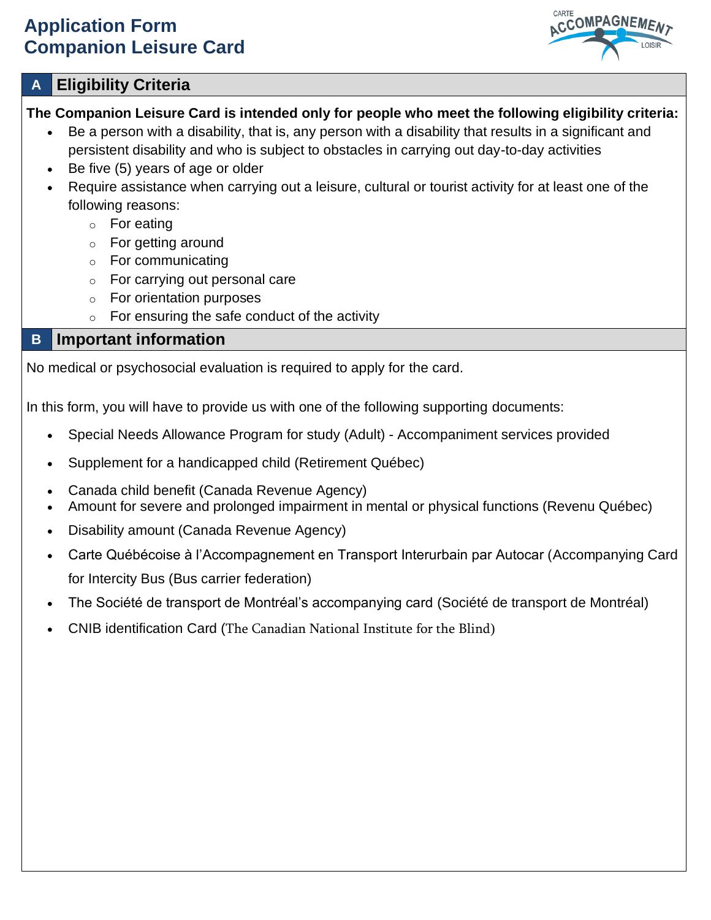# Application Form
# Companion Leisure Card

## A Eligibility Criteria

**The Companion Leisure Card is intended only for people who meet the following eligibility criteria:**

- Be a person with a disability, that is, any person with a disability that results in a significant and persistent disability and who is subject to obstacles in carrying out day-to-day activities
- Be five (5) years of age or older
- Require assistance when carrying out a leisure, cultural or tourist activity for at least one of the following reasons:
  - For eating
  - For getting around
  - For communicating
  - For carrying out personal care
  - For orientation purposes
  - For ensuring the safe conduct of the activity

## B Important information

No medical or psychosocial evaluation is required to apply for the card.

In this form, you will have to provide us with one of the following supporting documents:

- Special Needs Allowance Program for study (Adult) - Accompaniment services provided
- Supplement for a handicapped child (Retirement Québec)
- Canada child benefit (Canada Revenue Agency)
- Amount for severe and prolonged impairment in mental or physical functions (Revenu Québec)
- Disability amount (Canada Revenue Agency)
- Carte Québécoise à l'Accompagnement en Transport Interurbain par Autocar (Accompanying Card for Intercity Bus (Bus carrier federation)
- The Société de transport de Montréal's accompanying card (Société de transport de Montréal)
- CNIB identification Card (The Canadian National Institute for the Blind)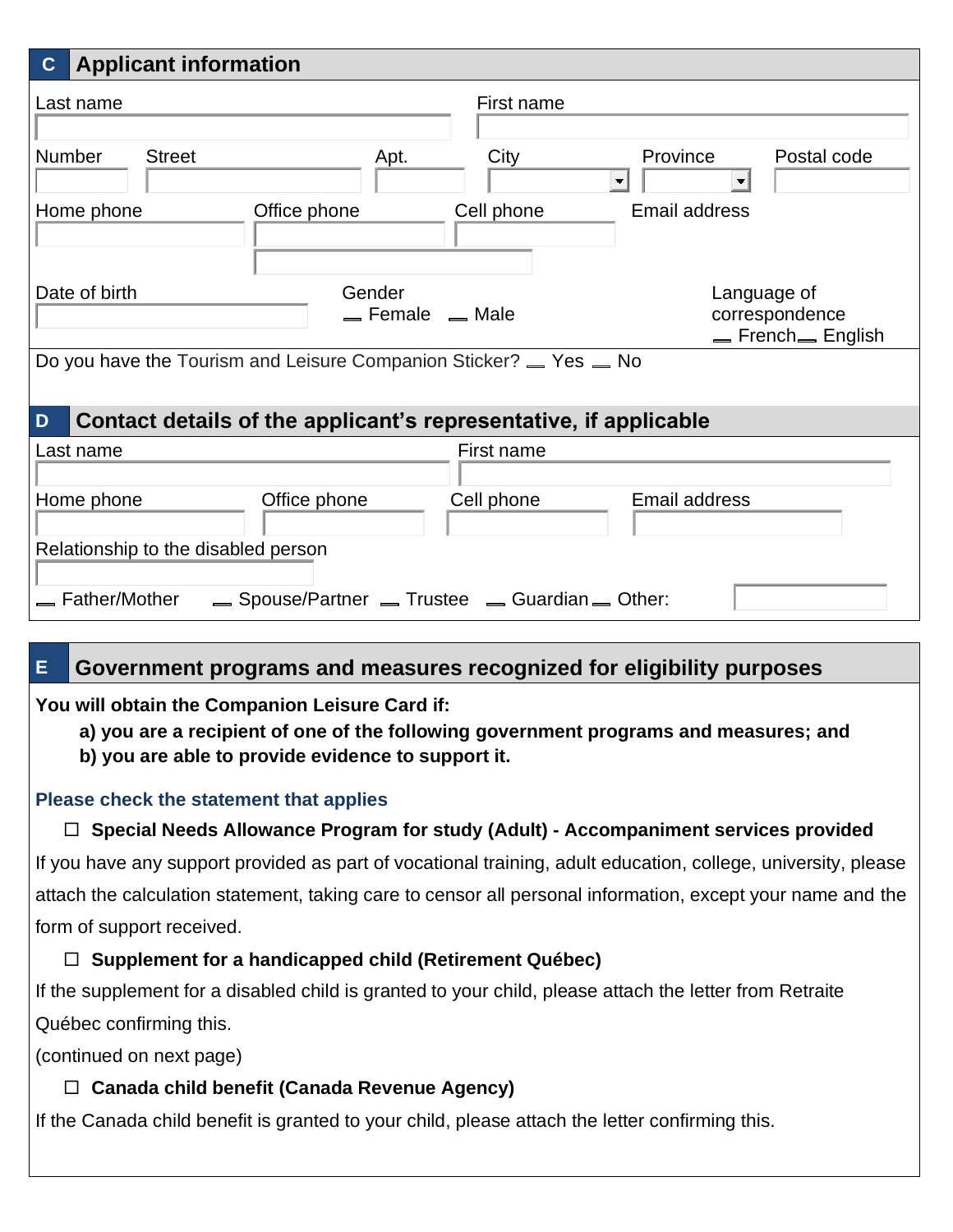## C Applicant information

Last name

First name

Number

Street

Apt.

City

Province

Postal code

Home phone

Office phone

Cell phone

Email address

Date of birth

Gender
_ Female _ Male

Language of correspondence
_ French _ English

Do you have the Tourism and Leisure Companion Sticker? _ Yes _ No

## D Contact details of the applicant's representative, if applicable

Last name

First name

Home phone

Office phone

Cell phone

Email address

Relationship to the disabled person

_ Father/Mother _ Spouse/Partner _ Trustee _ Guardian _ Other:

## E Government programs and measures recognized for eligibility purposes

**You will obtain the Companion Leisure Card if:**

**a) you are a recipient of one of the following government programs and measures; and**
**b) you are able to provide evidence to support it.**

**Please check the statement that applies**

☐ **Special Needs Allowance Program for study (Adult) - Accompaniment services provided**

If you have any support provided as part of vocational training, adult education, college, university, please attach the calculation statement, taking care to censor all personal information, except your name and the form of support received.

☐ **Supplement for a handicapped child (Retirement Québec)**

If the supplement for a disabled child is granted to your child, please attach the letter from Retraite Québec confirming this.

(continued on next page)

☐ **Canada child benefit (Canada Revenue Agency)**

If the Canada child benefit is granted to your child, please attach the letter confirming this.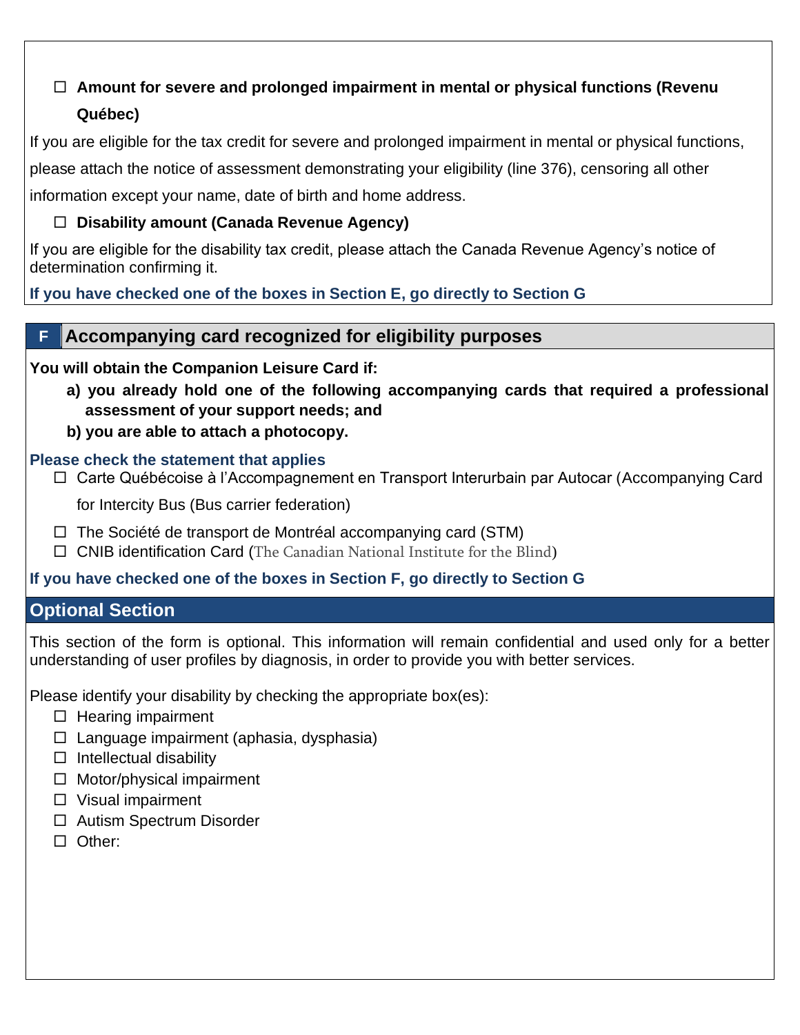☐ **Amount for severe and prolonged impairment in mental or physical functions (Revenu Québec)**

If you are eligible for the tax credit for severe and prolonged impairment in mental or physical functions, please attach the notice of assessment demonstrating your eligibility (line 376), censoring all other information except your name, date of birth and home address.

☐ **Disability amount (Canada Revenue Agency)**

If you are eligible for the disability tax credit, please attach the Canada Revenue Agency's notice of determination confirming it.

**If you have checked one of the boxes in Section E, go directly to Section G**

## F Accompanying card recognized for eligibility purposes

**You will obtain the Companion Leisure Card if:**

**a) you already hold one of the following accompanying cards that required a professional assessment of your support needs; and**

**b) you are able to attach a photocopy.**

**Please check the statement that applies**

- ☐ Carte Québécoise à l'Accompagnement en Transport Interurbain par Autocar (Accompanying Card for Intercity Bus (Bus carrier federation)
- ☐ The Société de transport de Montréal accompanying card (STM)
- ☐ CNIB identification Card (The Canadian National Institute for the Blind)

**If you have checked one of the boxes in Section F, go directly to Section G**

## Optional Section

This section of the form is optional. This information will remain confidential and used only for a better understanding of user profiles by diagnosis, in order to provide you with better services.

Please identify your disability by checking the appropriate box(es):

- ☐ Hearing impairment
- ☐ Language impairment (aphasia, dysphasia)
- ☐ Intellectual disability
- ☐ Motor/physical impairment
- ☐ Visual impairment
- ☐ Autism Spectrum Disorder
- ☐ Other: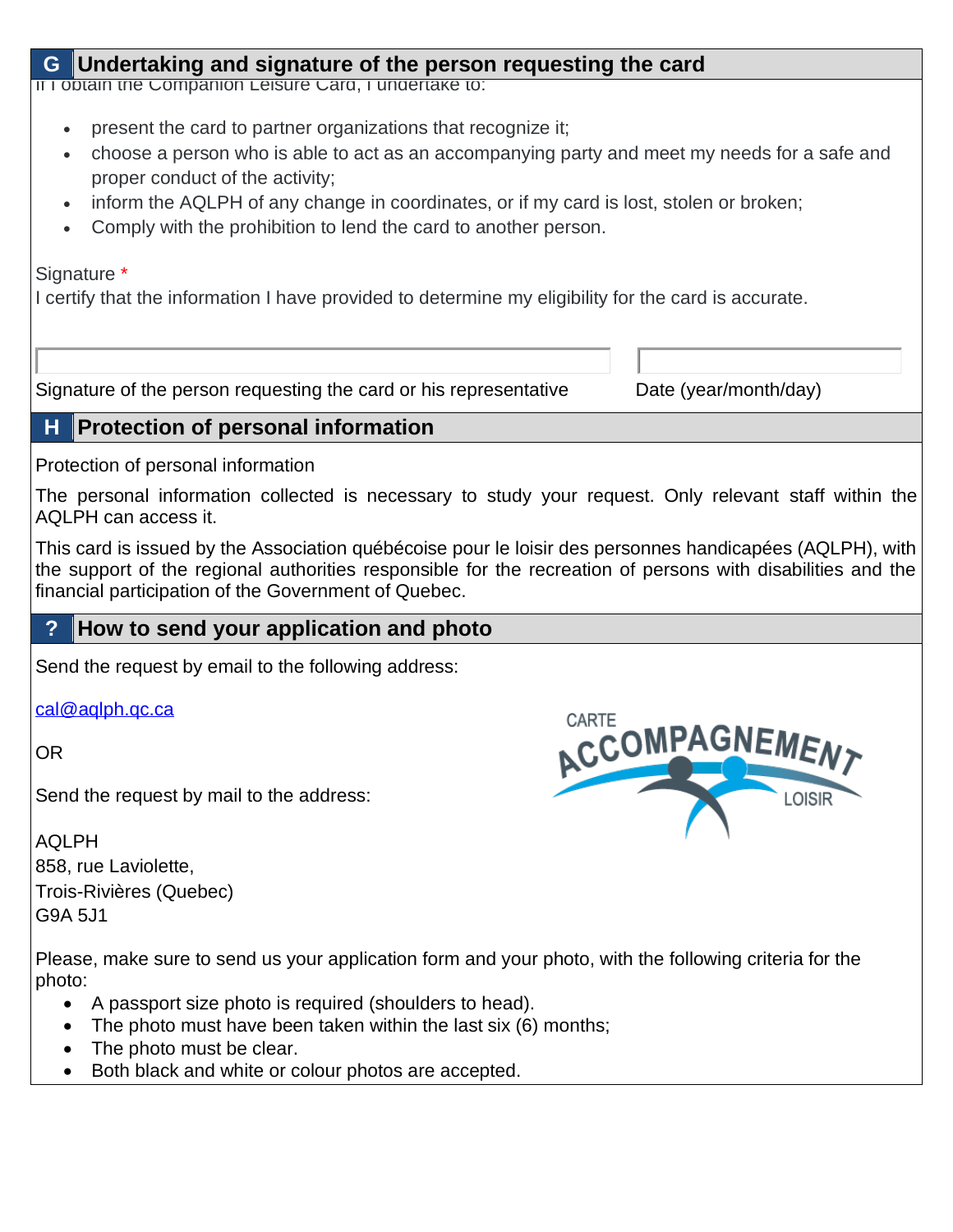## G Undertaking and signature of the person requesting the card

If I obtain the Companion Leisure Card, I undertake to:

- present the card to partner organizations that recognize it;
- choose a person who is able to act as an accompanying party and meet my needs for a safe and proper conduct of the activity;
- inform the AQLPH of any change in coordinates, or if my card is lost, stolen or broken;
- Comply with the prohibition to lend the card to another person.

Signature *

I certify that the information I have provided to determine my eligibility for the card is accurate.

| Signature of the person requesting the card or his representative | Date (year/month/day) |
| --- | --- |
| | |

## H Protection of personal information

Protection of personal information

The personal information collected is necessary to study your request. Only relevant staff within the AQLPH can access it.

This card is issued by the Association québécoise pour le loisir des personnes handicapées (AQLPH), with the support of the regional authorities responsible for the recreation of persons with disabilities and the financial participation of the Government of Quebec.

## ? How to send your application and photo

Send the request by email to the following address:

cal@aqlph.qc.ca

OR

Send the request by mail to the address:

AQLPH
858, rue Laviolette,
Trois-Rivières (Quebec)
G9A 5J1

Please, make sure to send us your application form and your photo, with the following criteria for the photo:

- A passport size photo is required (shoulders to head).
- The photo must have been taken within the last six (6) months;
- The photo must be clear.
- Both black and white or colour photos are accepted.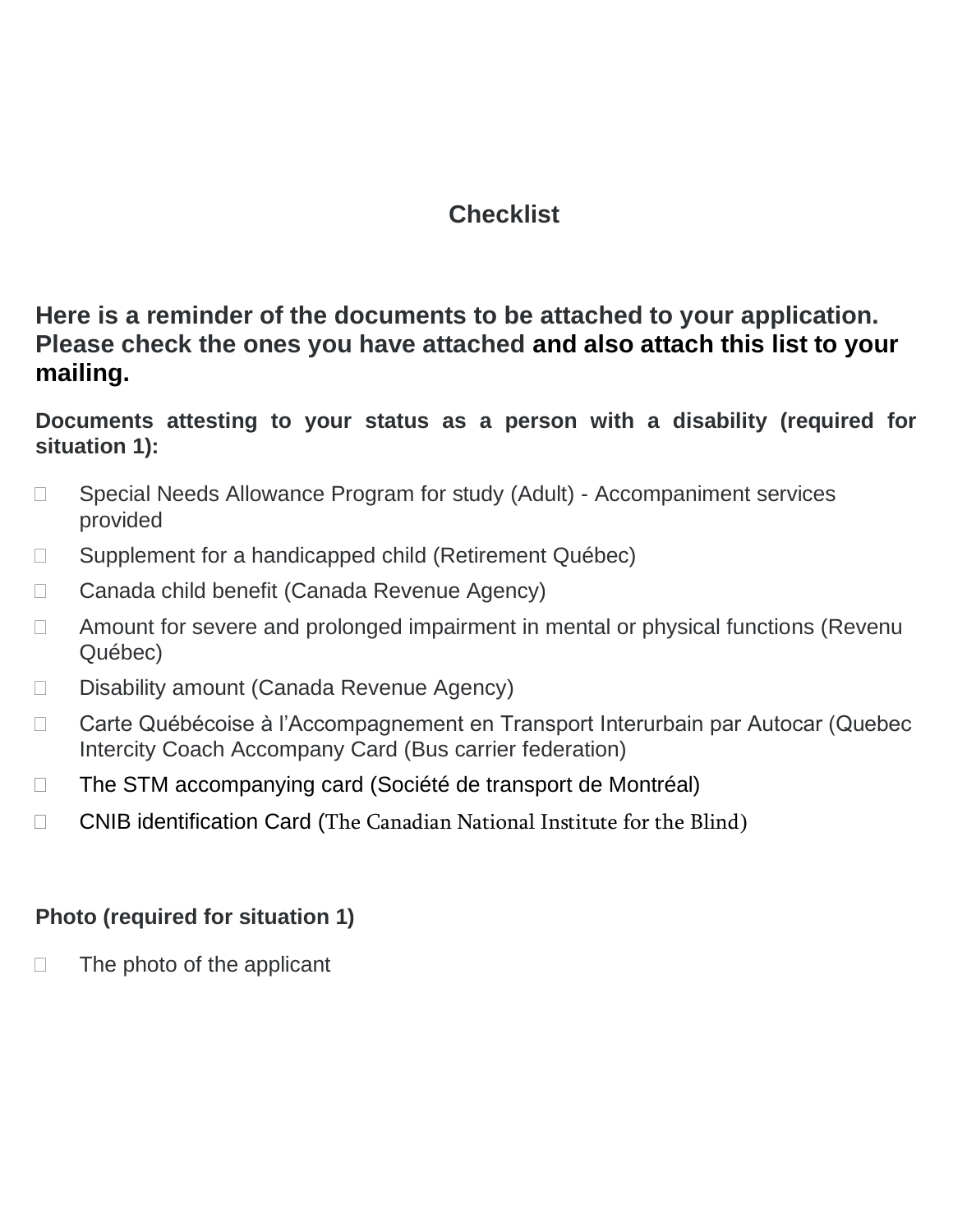# Checklist

**Here is a reminder of the documents to be attached to your application. Please check the ones you have attached and also attach this list to your mailing.**

**Documents attesting to your status as a person with a disability (required for situation 1):**

- ☐ Special Needs Allowance Program for study (Adult) - Accompaniment services provided
- ☐ Supplement for a handicapped child (Retirement Québec)
- ☐ Canada child benefit (Canada Revenue Agency)
- ☐ Amount for severe and prolonged impairment in mental or physical functions (Revenu Québec)
- ☐ Disability amount (Canada Revenue Agency)
- ☐ Carte Québécoise à l'Accompagnement en Transport Interurbain par Autocar (Quebec Intercity Coach Accompany Card (Bus carrier federation)
- ☐ The STM accompanying card (Société de transport de Montréal)
- ☐ CNIB identification Card (The Canadian National Institute for the Blind)

**Photo (required for situation 1)**

- ☐ The photo of the applicant